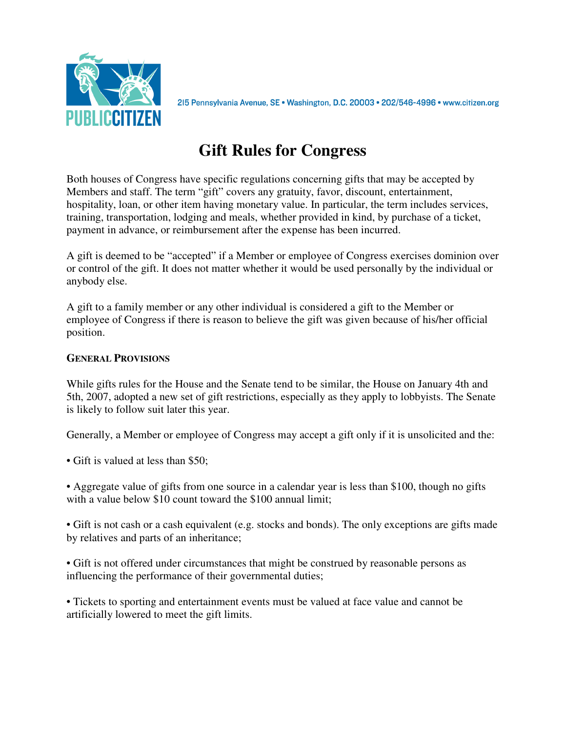PUBLIC CITIZEN

215 Pennsylvania Avenue, SE • Washington, D.C. 20003 • 202/546-4996 • www.citizen.org

# Gift Rules for Congress

Both houses of Congress have specific regulations concerning gifts that may be accepted by Members and staff. The term "gift" covers any gratuity, favor, discount, entertainment, hospitality, loan, or other item having monetary value. In particular, the term includes services, training, transportation, lodging and meals, whether provided in kind, by purchase of a ticket, payment in advance, or reimbursement after the expense has been incurred.

A gift is deemed to be "accepted" if a Member or employee of Congress exercises dominion over or control of the gift. It does not matter whether it would be used personally by the individual or anybody else.

A gift to a family member or any other individual is considered a gift to the Member or employee of Congress if there is reason to believe the gift was given because of his/her official position.

### General Provisions

While gifts rules for the House and the Senate tend to be similar, the House on January 4th and 5th, 2007, adopted a new set of gift restrictions, especially as they apply to lobbyists. The Senate is likely to follow suit later this year.

Generally, a Member or employee of Congress may accept a gift only if it is unsolicited and the:

- Gift is valued at less than $50;
- Aggregate value of gifts from one source in a calendar year is less than $100, though no gifts with a value below $10 count toward the $100 annual limit;
- Gift is not cash or a cash equivalent (e.g. stocks and bonds). The only exceptions are gifts made by relatives and parts of an inheritance;
- Gift is not offered under circumstances that might be construed by reasonable persons as influencing the performance of their governmental duties;
- Tickets to sporting and entertainment events must be valued at face value and cannot be artificially lowered to meet the gift limits.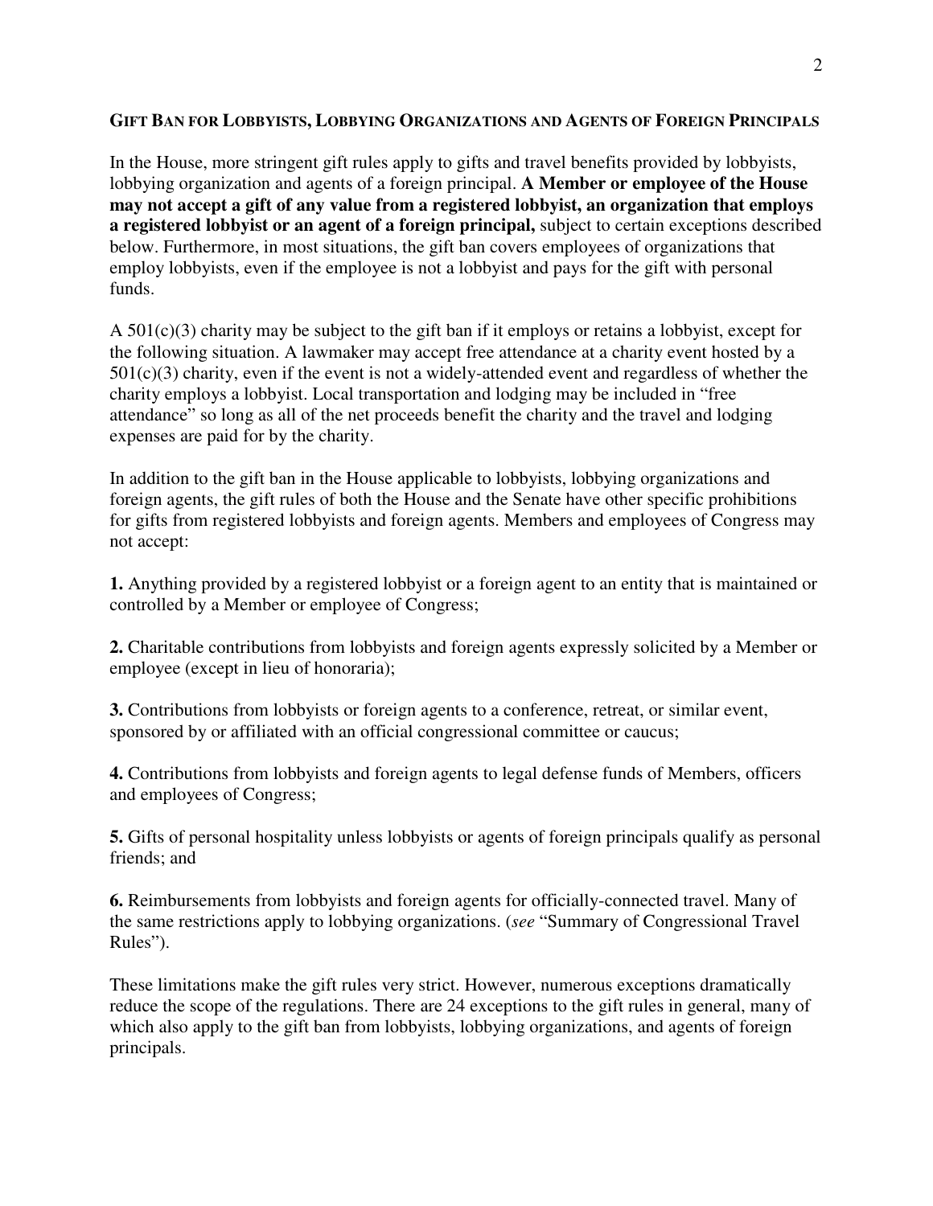## GIFT BAN FOR LOBBYISTS, LOBBYING ORGANIZATIONS AND AGENTS OF FOREIGN PRINCIPALS

In the House, more stringent gift rules apply to gifts and travel benefits provided by lobbyists, lobbying organization and agents of a foreign principal. **A Member or employee of the House may not accept a gift of any value from a registered lobbyist, an organization that employs a registered lobbyist or an agent of a foreign principal,** subject to certain exceptions described below. Furthermore, in most situations, the gift ban covers employees of organizations that employ lobbyists, even if the employee is not a lobbyist and pays for the gift with personal funds.

A 501(c)(3) charity may be subject to the gift ban if it employs or retains a lobbyist, except for the following situation. A lawmaker may accept free attendance at a charity event hosted by a 501(c)(3) charity, even if the event is not a widely-attended event and regardless of whether the charity employs a lobbyist. Local transportation and lodging may be included in "free attendance" so long as all of the net proceeds benefit the charity and the travel and lodging expenses are paid for by the charity.

In addition to the gift ban in the House applicable to lobbyists, lobbying organizations and foreign agents, the gift rules of both the House and the Senate have other specific prohibitions for gifts from registered lobbyists and foreign agents. Members and employees of Congress may not accept:

**1.** Anything provided by a registered lobbyist or a foreign agent to an entity that is maintained or controlled by a Member or employee of Congress;

**2.** Charitable contributions from lobbyists and foreign agents expressly solicited by a Member or employee (except in lieu of honoraria);

**3.** Contributions from lobbyists or foreign agents to a conference, retreat, or similar event, sponsored by or affiliated with an official congressional committee or caucus;

**4.** Contributions from lobbyists and foreign agents to legal defense funds of Members, officers and employees of Congress;

**5.** Gifts of personal hospitality unless lobbyists or agents of foreign principals qualify as personal friends; and

**6.** Reimbursements from lobbyists and foreign agents for officially-connected travel. Many of the same restrictions apply to lobbying organizations. (*see* "Summary of Congressional Travel Rules").

These limitations make the gift rules very strict. However, numerous exceptions dramatically reduce the scope of the regulations. There are 24 exceptions to the gift rules in general, many of which also apply to the gift ban from lobbyists, lobbying organizations, and agents of foreign principals.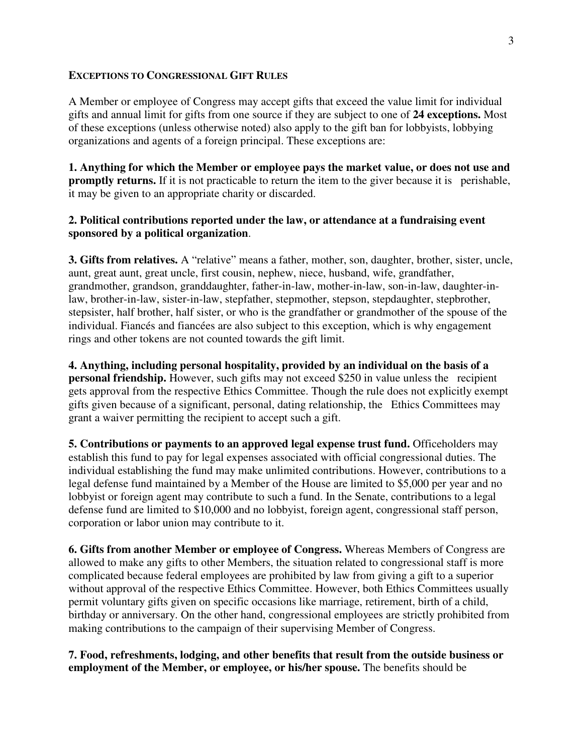**EXCEPTIONS TO CONGRESSIONAL GIFT RULES**

A Member or employee of Congress may accept gifts that exceed the value limit for individual gifts and annual limit for gifts from one source if they are subject to one of **24 exceptions.** Most of these exceptions (unless otherwise noted) also apply to the gift ban for lobbyists, lobbying organizations and agents of a foreign principal. These exceptions are:

**1. Anything for which the Member or employee pays the market value, or does not use and promptly returns.** If it is not practicable to return the item to the giver because it is perishable, it may be given to an appropriate charity or discarded.

**2. Political contributions reported under the law, or attendance at a fundraising event sponsored by a political organization**.

**3. Gifts from relatives.** A "relative" means a father, mother, son, daughter, brother, sister, uncle, aunt, great aunt, great uncle, first cousin, nephew, niece, husband, wife, grandfather, grandmother, grandson, granddaughter, father-in-law, mother-in-law, son-in-law, daughter-in-law, brother-in-law, sister-in-law, stepfather, stepmother, stepson, stepdaughter, stepbrother, stepsister, half brother, half sister, or who is the grandfather or grandmother of the spouse of the individual. Fiancés and fiancées are also subject to this exception, which is why engagement rings and other tokens are not counted towards the gift limit.

**4. Anything, including personal hospitality, provided by an individual on the basis of a personal friendship.** However, such gifts may not exceed $250 in value unless the recipient gets approval from the respective Ethics Committee. Though the rule does not explicitly exempt gifts given because of a significant, personal, dating relationship, the Ethics Committees may grant a waiver permitting the recipient to accept such a gift.

**5. Contributions or payments to an approved legal expense trust fund.** Officeholders may establish this fund to pay for legal expenses associated with official congressional duties. The individual establishing the fund may make unlimited contributions. However, contributions to a legal defense fund maintained by a Member of the House are limited to $5,000 per year and no lobbyist or foreign agent may contribute to such a fund. In the Senate, contributions to a legal defense fund are limited to $10,000 and no lobbyist, foreign agent, congressional staff person, corporation or labor union may contribute to it.

**6. Gifts from another Member or employee of Congress.** Whereas Members of Congress are allowed to make any gifts to other Members, the situation related to congressional staff is more complicated because federal employees are prohibited by law from giving a gift to a superior without approval of the respective Ethics Committee. However, both Ethics Committees usually permit voluntary gifts given on specific occasions like marriage, retirement, birth of a child, birthday or anniversary. On the other hand, congressional employees are strictly prohibited from making contributions to the campaign of their supervising Member of Congress.

**7. Food, refreshments, lodging, and other benefits that result from the outside business or employment of the Member, or employee, or his/her spouse.** The benefits should be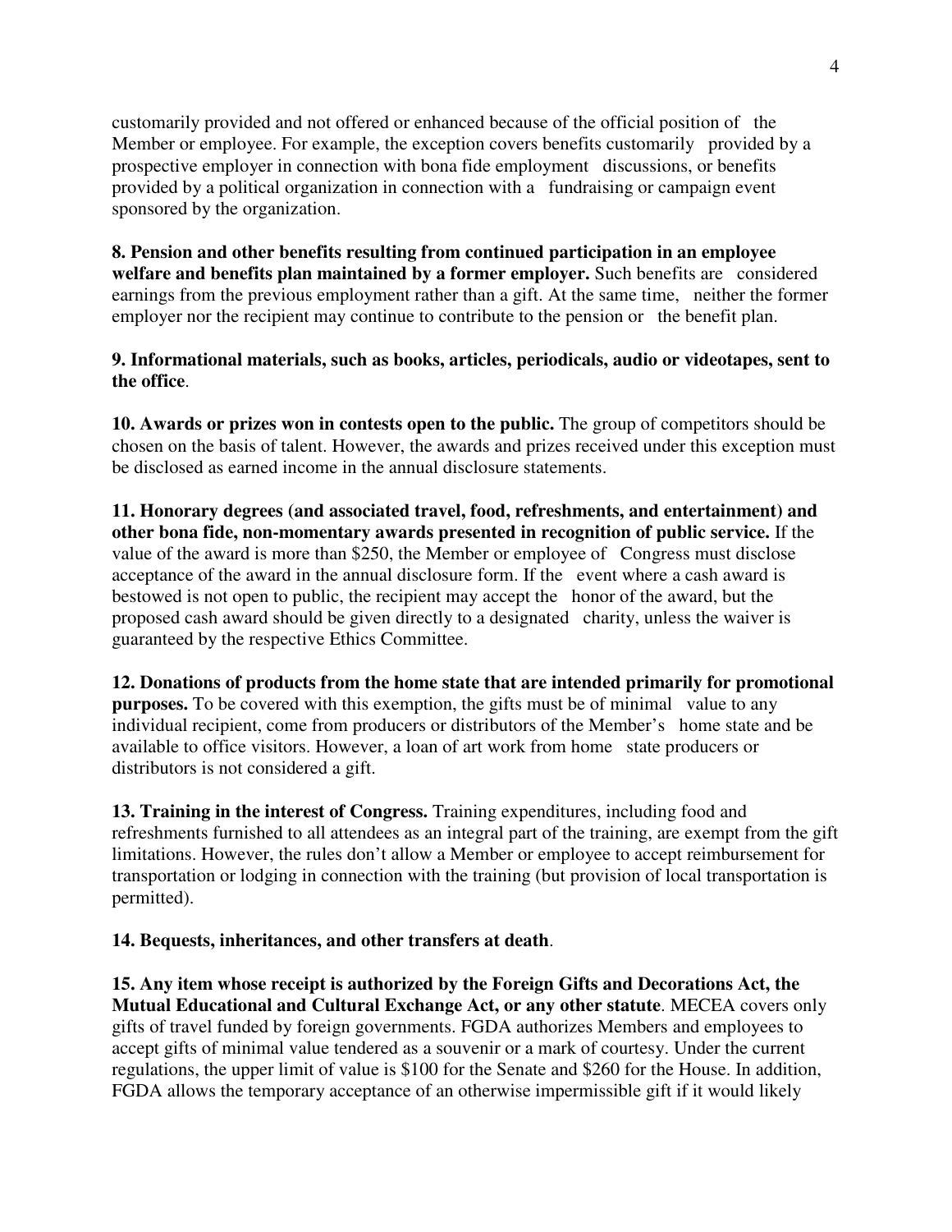customarily provided and not offered or enhanced because of the official position of the Member or employee. For example, the exception covers benefits customarily provided by a prospective employer in connection with bona fide employment discussions, or benefits provided by a political organization in connection with a fundraising or campaign event sponsored by the organization.

**8. Pension and other benefits resulting from continued participation in an employee welfare and benefits plan maintained by a former employer.** Such benefits are considered earnings from the previous employment rather than a gift. At the same time, neither the former employer nor the recipient may continue to contribute to the pension or the benefit plan.

**9. Informational materials, such as books, articles, periodicals, audio or videotapes, sent to the office**.

**10. Awards or prizes won in contests open to the public.** The group of competitors should be chosen on the basis of talent. However, the awards and prizes received under this exception must be disclosed as earned income in the annual disclosure statements.

**11. Honorary degrees (and associated travel, food, refreshments, and entertainment) and other bona fide, non-momentary awards presented in recognition of public service.** If the value of the award is more than $250, the Member or employee of Congress must disclose acceptance of the award in the annual disclosure form. If the event where a cash award is bestowed is not open to public, the recipient may accept the honor of the award, but the proposed cash award should be given directly to a designated charity, unless the waiver is guaranteed by the respective Ethics Committee.

**12. Donations of products from the home state that are intended primarily for promotional purposes.** To be covered with this exemption, the gifts must be of minimal value to any individual recipient, come from producers or distributors of the Member's home state and be available to office visitors. However, a loan of art work from home state producers or distributors is not considered a gift.

**13. Training in the interest of Congress.** Training expenditures, including food and refreshments furnished to all attendees as an integral part of the training, are exempt from the gift limitations. However, the rules don't allow a Member or employee to accept reimbursement for transportation or lodging in connection with the training (but provision of local transportation is permitted).

**14. Bequests, inheritances, and other transfers at death**.

**15. Any item whose receipt is authorized by the Foreign Gifts and Decorations Act, the Mutual Educational and Cultural Exchange Act, or any other statute**. MECEA covers only gifts of travel funded by foreign governments. FGDA authorizes Members and employees to accept gifts of minimal value tendered as a souvenir or a mark of courtesy. Under the current regulations, the upper limit of value is $100 for the Senate and $260 for the House. In addition, FGDA allows the temporary acceptance of an otherwise impermissible gift if it would likely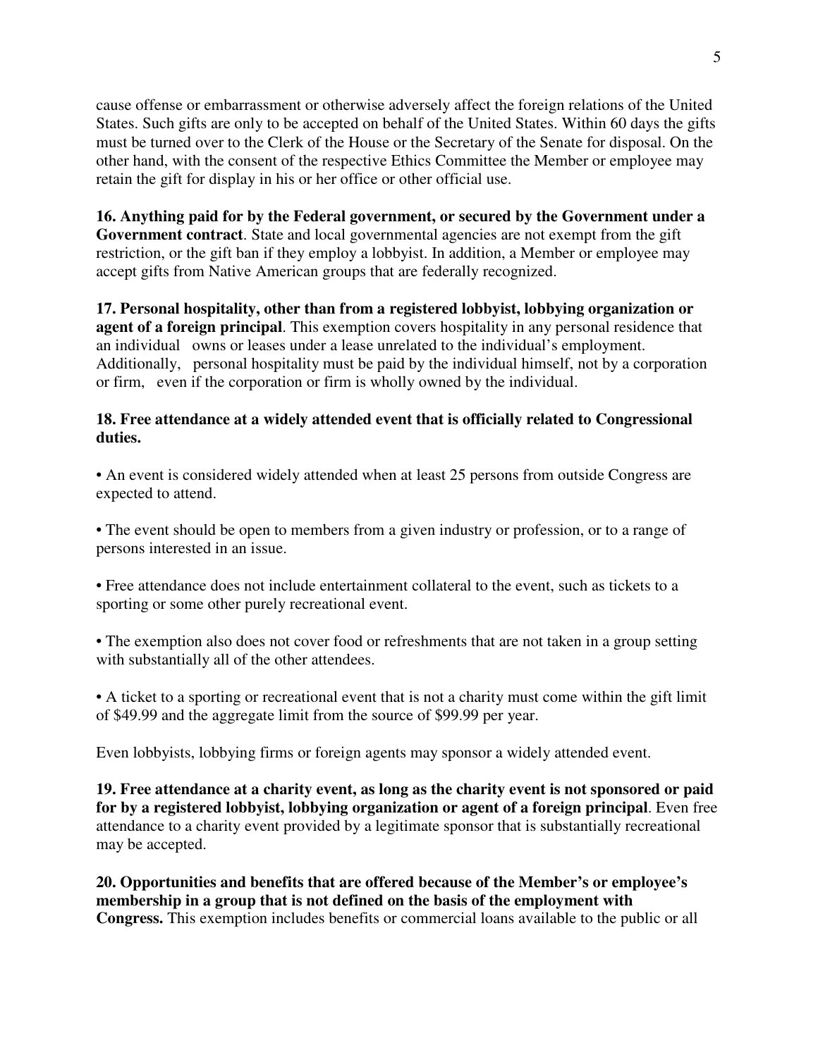cause offense or embarrassment or otherwise adversely affect the foreign relations of the United States. Such gifts are only to be accepted on behalf of the United States. Within 60 days the gifts must be turned over to the Clerk of the House or the Secretary of the Senate for disposal. On the other hand, with the consent of the respective Ethics Committee the Member or employee may retain the gift for display in his or her office or other official use.

**16. Anything paid for by the Federal government, or secured by the Government under a Government contract**. State and local governmental agencies are not exempt from the gift restriction, or the gift ban if they employ a lobbyist. In addition, a Member or employee may accept gifts from Native American groups that are federally recognized.

**17. Personal hospitality, other than from a registered lobbyist, lobbying organization or agent of a foreign principal**. This exemption covers hospitality in any personal residence that an individual owns or leases under a lease unrelated to the individual's employment. Additionally, personal hospitality must be paid by the individual himself, not by a corporation or firm, even if the corporation or firm is wholly owned by the individual.

**18. Free attendance at a widely attended event that is officially related to Congressional duties.**

- An event is considered widely attended when at least 25 persons from outside Congress are expected to attend.

- The event should be open to members from a given industry or profession, or to a range of persons interested in an issue.

- Free attendance does not include entertainment collateral to the event, such as tickets to a sporting or some other purely recreational event.

- The exemption also does not cover food or refreshments that are not taken in a group setting with substantially all of the other attendees.

- A ticket to a sporting or recreational event that is not a charity must come within the gift limit of $49.99 and the aggregate limit from the source of $99.99 per year.

Even lobbyists, lobbying firms or foreign agents may sponsor a widely attended event.

**19. Free attendance at a charity event, as long as the charity event is not sponsored or paid for by a registered lobbyist, lobbying organization or agent of a foreign principal**. Even free attendance to a charity event provided by a legitimate sponsor that is substantially recreational may be accepted.

**20. Opportunities and benefits that are offered because of the Member's or employee's membership in a group that is not defined on the basis of the employment with Congress.** This exemption includes benefits or commercial loans available to the public or all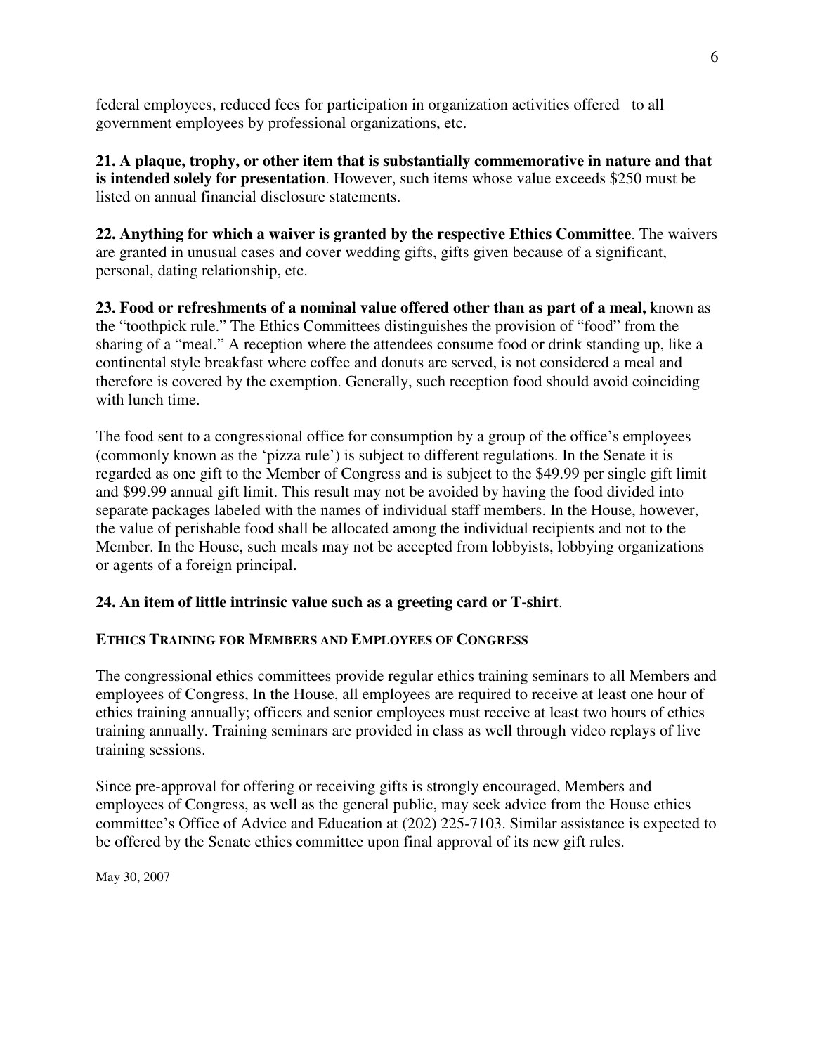federal employees, reduced fees for participation in organization activities offered to all government employees by professional organizations, etc.

**21. A plaque, trophy, or other item that is substantially commemorative in nature and that is intended solely for presentation**. However, such items whose value exceeds $250 must be listed on annual financial disclosure statements.

**22. Anything for which a waiver is granted by the respective Ethics Committee**. The waivers are granted in unusual cases and cover wedding gifts, gifts given because of a significant, personal, dating relationship, etc.

**23. Food or refreshments of a nominal value offered other than as part of a meal,** known as the "toothpick rule." The Ethics Committees distinguishes the provision of "food" from the sharing of a "meal." A reception where the attendees consume food or drink standing up, like a continental style breakfast where coffee and donuts are served, is not considered a meal and therefore is covered by the exemption. Generally, such reception food should avoid coinciding with lunch time.

The food sent to a congressional office for consumption by a group of the office's employees (commonly known as the 'pizza rule') is subject to different regulations. In the Senate it is regarded as one gift to the Member of Congress and is subject to the $49.99 per single gift limit and $99.99 annual gift limit. This result may not be avoided by having the food divided into separate packages labeled with the names of individual staff members. In the House, however, the value of perishable food shall be allocated among the individual recipients and not to the Member. In the House, such meals may not be accepted from lobbyists, lobbying organizations or agents of a foreign principal.

**24. An item of little intrinsic value such as a greeting card or T-shirt**.

## ETHICS TRAINING FOR MEMBERS AND EMPLOYEES OF CONGRESS

The congressional ethics committees provide regular ethics training seminars to all Members and employees of Congress, In the House, all employees are required to receive at least one hour of ethics training annually; officers and senior employees must receive at least two hours of ethics training annually. Training seminars are provided in class as well through video replays of live training sessions.

Since pre-approval for offering or receiving gifts is strongly encouraged, Members and employees of Congress, as well as the general public, may seek advice from the House ethics committee's Office of Advice and Education at (202) 225-7103. Similar assistance is expected to be offered by the Senate ethics committee upon final approval of its new gift rules.

May 30, 2007